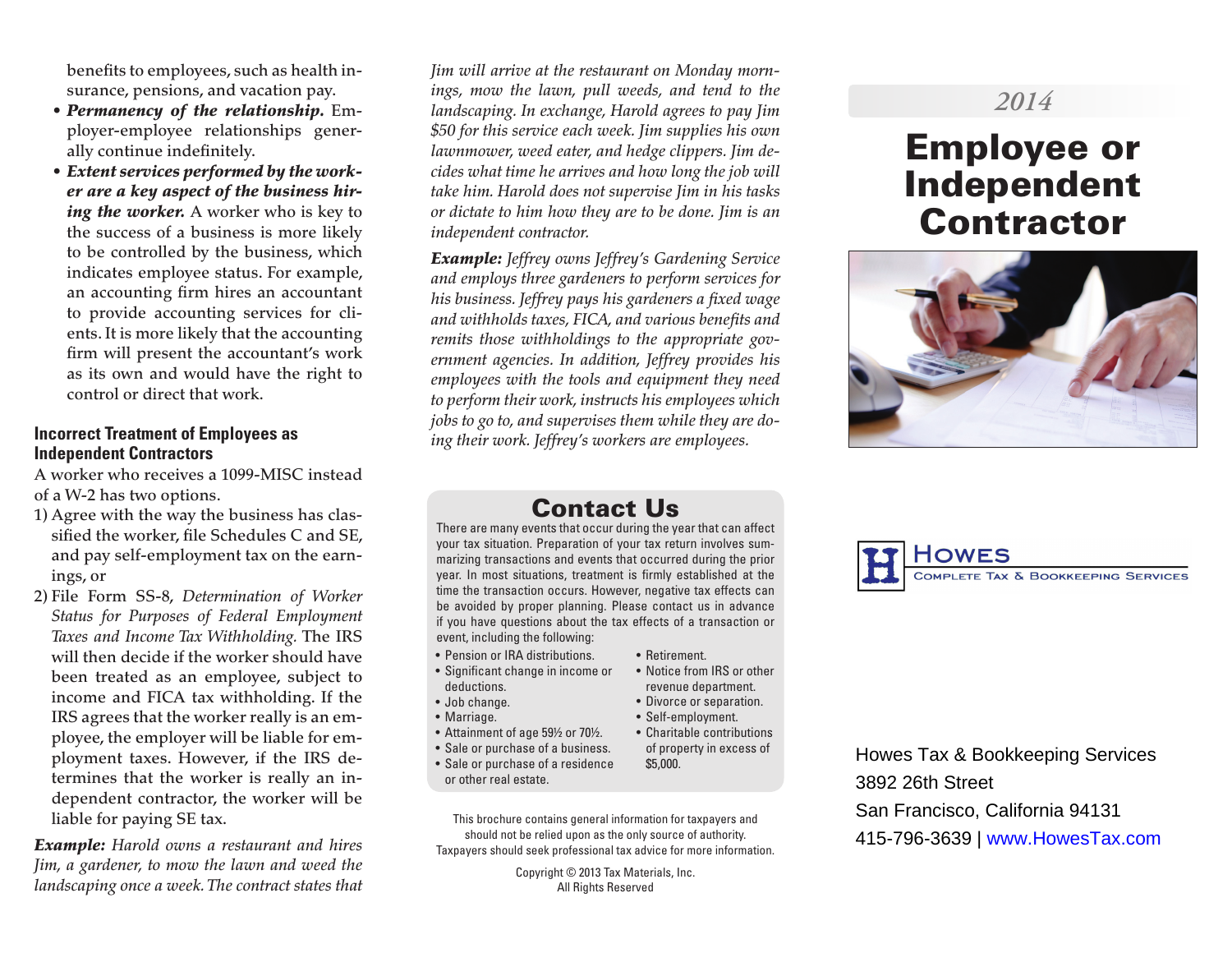benefits to employees, such as health insurance, pensions, and vacation pay.

- ***Permanency of the relationship.*** Employer-employee relationships generally continue indefinitely.
- ***Extent services performed by the worker are a key aspect of the business hiring the worker.*** A worker who is key to the success of a business is more likely to be controlled by the business, which indicates employee status. For example, an accounting firm hires an accountant to provide accounting services for clients. It is more likely that the accounting firm will present the accountant's work as its own and would have the right to control or direct that work.

### Incorrect Treatment of Employees as Independent Contractors

A worker who receives a 1099-MISC instead of a W-2 has two options.

1) Agree with the way the business has classified the worker, file Schedules C and SE, and pay self-employment tax on the earnings, or
2) File Form SS-8, *Determination of Worker Status for Purposes of Federal Employment Taxes and Income Tax Withholding.* The IRS will then decide if the worker should have been treated as an employee, subject to income and FICA tax withholding. If the IRS agrees that the worker really is an employee, the employer will be liable for employment taxes. However, if the IRS determines that the worker is really an independent contractor, the worker will be liable for paying SE tax.

***Example:*** *Harold owns a restaurant and hires Jim, a gardener, to mow the lawn and weed the landscaping once a week. The contract states that Jim will arrive at the restaurant on Monday mornings, mow the lawn, pull weeds, and tend to the landscaping. In exchange, Harold agrees to pay Jim $50 for this service each week. Jim supplies his own lawnmower, weed eater, and hedge clippers. Jim decides what time he arrives and how long the job will take him. Harold does not supervise Jim in his tasks or dictate to him how they are to be done. Jim is an independent contractor.*

***Example:*** *Jeffrey owns Jeffrey's Gardening Service and employs three gardeners to perform services for his business. Jeffrey pays his gardeners a fixed wage and withholds taxes, FICA, and various benefits and remits those withholdings to the appropriate government agencies. In addition, Jeffrey provides his employees with the tools and equipment they need to perform their work, instructs his employees which jobs to go to, and supervises them while they are doing their work. Jeffrey's workers are employees.*

## Contact Us

There are many events that occur during the year that can affect your tax situation. Preparation of your tax return involves summarizing transactions and events that occurred during the prior year. In most situations, treatment is firmly established at the time the transaction occurs. However, negative tax effects can be avoided by proper planning. Please contact us in advance if you have questions about the tax effects of a transaction or event, including the following:

- Pension or IRA distributions.
- Significant change in income or deductions.
- Job change.
- Marriage.
- Attainment of age 59½ or 70½.
- Sale or purchase of a business.
- Sale or purchase of a residence or other real estate.
- Retirement.
- Notice from IRS or other revenue department.
- Divorce or separation.
- Self-employment.
- Charitable contributions of property in excess of $5,000.

This brochure contains general information for taxpayers and should not be relied upon as the only source of authority. Taxpayers should seek professional tax advice for more information.

Copyright © 2013 Tax Materials, Inc.
All Rights Reserved

*2014*

# Employee or Independent Contractor

**Howes**
Complete Tax & Bookkeeping Services

Howes Tax & Bookkeeping Services
3892 26th Street
San Francisco, California 94131
415-796-3639 | www.HowesTax.com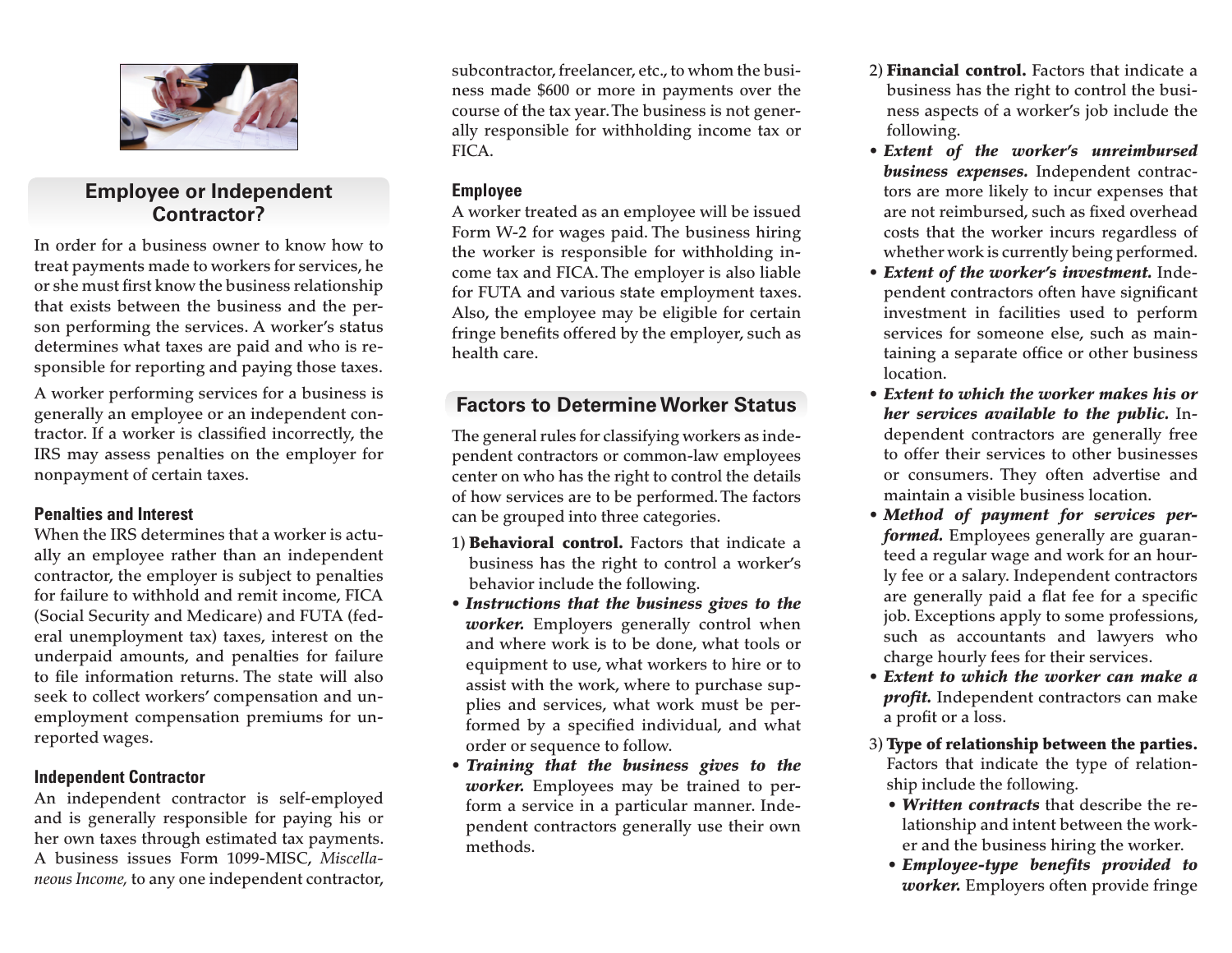## Employee or Independent Contractor?

In order for a business owner to know how to treat payments made to workers for services, he or she must first know the business relationship that exists between the business and the person performing the services. A worker's status determines what taxes are paid and who is responsible for reporting and paying those taxes.

A worker performing services for a business is generally an employee or an independent contractor. If a worker is classified incorrectly, the IRS may assess penalties on the employer for nonpayment of certain taxes.

### Penalties and Interest

When the IRS determines that a worker is actually an employee rather than an independent contractor, the employer is subject to penalties for failure to withhold and remit income, FICA (Social Security and Medicare) and FUTA (federal unemployment tax) taxes, interest on the underpaid amounts, and penalties for failure to file information returns. The state will also seek to collect workers' compensation and unemployment compensation premiums for unreported wages.

### Independent Contractor

An independent contractor is self-employed and is generally responsible for paying his or her own taxes through estimated tax payments. A business issues Form 1099-MISC, *Miscellaneous Income,* to any one independent contractor, subcontractor, freelancer, etc., to whom the business made $600 or more in payments over the course of the tax year. The business is not generally responsible for withholding income tax or FICA.

### Employee

A worker treated as an employee will be issued Form W-2 for wages paid. The business hiring the worker is responsible for withholding income tax and FICA. The employer is also liable for FUTA and various state employment taxes. Also, the employee may be eligible for certain fringe benefits offered by the employer, such as health care.

## Factors to Determine Worker Status

The general rules for classifying workers as independent contractors or common-law employees center on who has the right to control the details of how services are to be performed. The factors can be grouped into three categories.

1) **Behavioral control.** Factors that indicate a business has the right to control a worker's behavior include the following.

- ***Instructions that the business gives to the worker.*** Employers generally control when and where work is to be done, what tools or equipment to use, what workers to hire or to assist with the work, where to purchase supplies and services, what work must be performed by a specified individual, and what order or sequence to follow.
- ***Training that the business gives to the worker.*** Employees may be trained to perform a service in a particular manner. Independent contractors generally use their own methods.

2) **Financial control.** Factors that indicate a business has the right to control the business aspects of a worker's job include the following.

- ***Extent of the worker's unreimbursed business expenses.*** Independent contractors are more likely to incur expenses that are not reimbursed, such as fixed overhead costs that the worker incurs regardless of whether work is currently being performed.
- ***Extent of the worker's investment.*** Independent contractors often have significant investment in facilities used to perform services for someone else, such as maintaining a separate office or other business location.
- ***Extent to which the worker makes his or her services available to the public.*** Independent contractors are generally free to offer their services to other businesses or consumers. They often advertise and maintain a visible business location.
- ***Method of payment for services performed.*** Employees generally are guaranteed a regular wage and work for an hourly fee or a salary. Independent contractors are generally paid a flat fee for a specific job. Exceptions apply to some professions, such as accountants and lawyers who charge hourly fees for their services.
- ***Extent to which the worker can make a profit.*** Independent contractors can make a profit or a loss.

3) **Type of relationship between the parties.** Factors that indicate the type of relationship include the following.

- ***Written contracts*** that describe the relationship and intent between the worker and the business hiring the worker.
- ***Employee-type benefits provided to worker.*** Employers often provide fringe